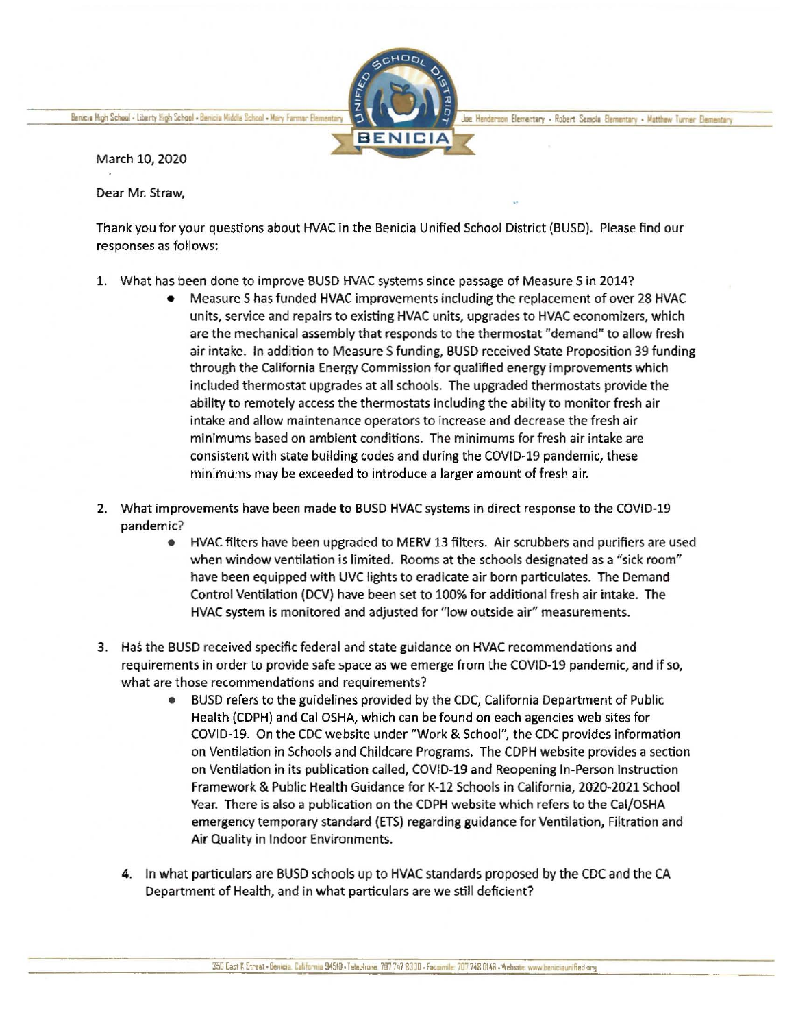March 10, 2020

Dear Mr. Straw,

Thank you for your questions about HVAC in the Benicia Unified School District (BUSD). Please find our responses as follows:

1. What has been done to improve BUSD HVAC systems since passage of Measure S in 2014?
   - Measure S has funded HVAC improvements including the replacement of over 28 HVAC units, service and repairs to existing HVAC units, upgrades to HVAC economizers, which are the mechanical assembly that responds to the thermostat "demand" to allow fresh air intake. In addition to Measure S funding, BUSD received State Proposition 39 funding through the California Energy Commission for qualified energy improvements which included thermostat upgrades at all schools. The upgraded thermostats provide the ability to remotely access the thermostats including the ability to monitor fresh air intake and allow maintenance operators to increase and decrease the fresh air minimums based on ambient conditions. The minimums for fresh air intake are consistent with state building codes and during the COVID-19 pandemic, these minimums may be exceeded to introduce a larger amount of fresh air.

2. What improvements have been made to BUSD HVAC systems in direct response to the COVID-19 pandemic?
   - HVAC filters have been upgraded to MERV 13 filters. Air scrubbers and purifiers are used when window ventilation is limited. Rooms at the schools designated as a "sick room" have been equipped with UVC lights to eradicate air born particulates. The Demand Control Ventilation (DCV) have been set to 100% for additional fresh air intake. The HVAC system is monitored and adjusted for "low outside air" measurements.

3. Has the BUSD received specific federal and state guidance on HVAC recommendations and requirements in order to provide safe space as we emerge from the COVID-19 pandemic, and if so, what are those recommendations and requirements?
   - BUSD refers to the guidelines provided by the CDC, California Department of Public Health (CDPH) and Cal OSHA, which can be found on each agencies web sites for COVID-19. On the CDC website under "Work & School", the CDC provides information on Ventilation in Schools and Childcare Programs. The CDPH website provides a section on Ventilation in its publication called, COVID-19 and Reopening In-Person Instruction Framework & Public Health Guidance for K-12 Schools in California, 2020-2021 School Year. There is also a publication on the CDPH website which refers to the Cal/OSHA emergency temporary standard (ETS) regarding guidance for Ventilation, Filtration and Air Quality in Indoor Environments.

4. In what particulars are BUSD schools up to HVAC standards proposed by the CDC and the CA Department of Health, and in what particulars are we still deficient?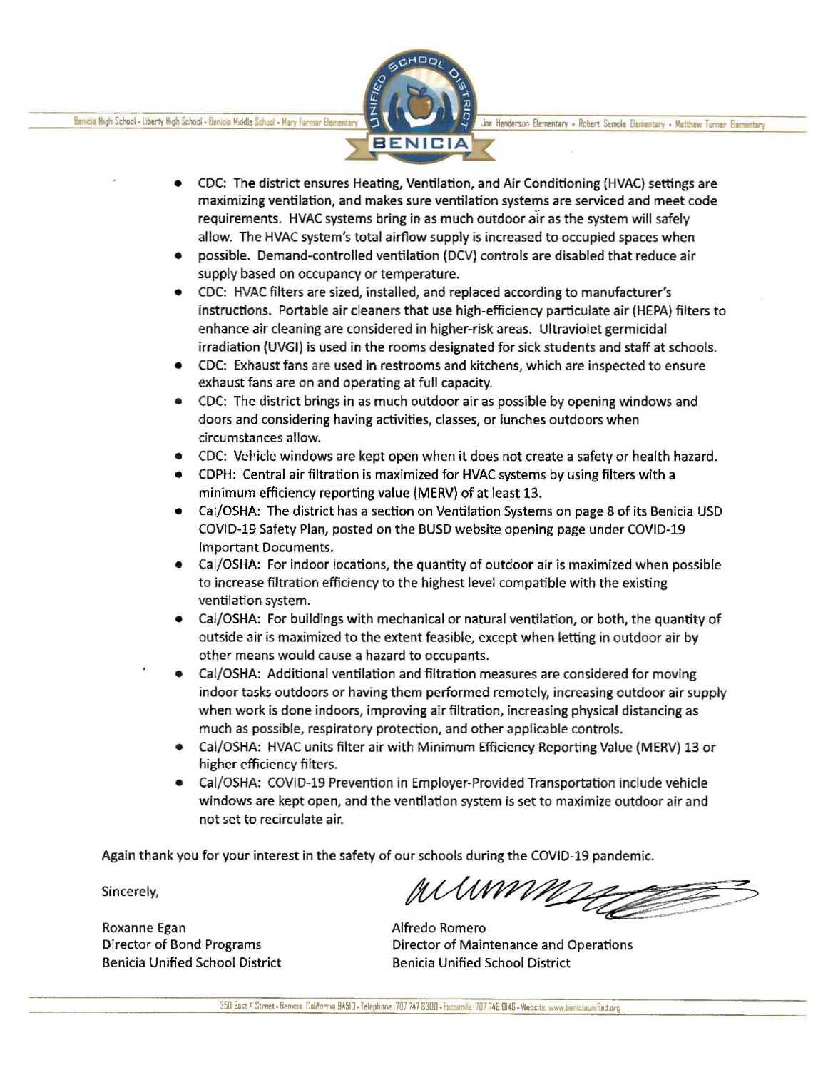- CDC: The district ensures Heating, Ventilation, and Air Conditioning (HVAC) settings are maximizing ventilation, and makes sure ventilation systems are serviced and meet code requirements. HVAC systems bring in as much outdoor air as the system will safely allow. The HVAC system's total airflow supply is increased to occupied spaces when
- possible. Demand-controlled ventilation (DCV) controls are disabled that reduce air supply based on occupancy or temperature.
- CDC: HVAC filters are sized, installed, and replaced according to manufacturer's instructions. Portable air cleaners that use high-efficiency particulate air (HEPA) filters to enhance air cleaning are considered in higher-risk areas. Ultraviolet germicidal irradiation (UVGI) is used in the rooms designated for sick students and staff at schools.
- CDC: Exhaust fans are used in restrooms and kitchens, which are inspected to ensure exhaust fans are on and operating at full capacity.
- CDC: The district brings in as much outdoor air as possible by opening windows and doors and considering having activities, classes, or lunches outdoors when circumstances allow.
- CDC: Vehicle windows are kept open when it does not create a safety or health hazard.
- CDPH: Central air filtration is maximized for HVAC systems by using filters with a minimum efficiency reporting value (MERV) of at least 13.
- Cal/OSHA: The district has a section on Ventilation Systems on page 8 of its Benicia USD COVID-19 Safety Plan, posted on the BUSD website opening page under COVID-19 Important Documents.
- Cal/OSHA: For indoor locations, the quantity of outdoor air is maximized when possible to increase filtration efficiency to the highest level compatible with the existing ventilation system.
- Cal/OSHA: For buildings with mechanical or natural ventilation, or both, the quantity of outside air is maximized to the extent feasible, except when letting in outdoor air by other means would cause a hazard to occupants.
- Cal/OSHA: Additional ventilation and filtration measures are considered for moving indoor tasks outdoors or having them performed remotely, increasing outdoor air supply when work is done indoors, improving air filtration, increasing physical distancing as much as possible, respiratory protection, and other applicable controls.
- Cal/OSHA: HVAC units filter air with Minimum Efficiency Reporting Value (MERV) 13 or higher efficiency filters.
- Cal/OSHA: COVID-19 Prevention in Employer-Provided Transportation include vehicle windows are kept open, and the ventilation system is set to maximize outdoor air and not set to recirculate air.

Again thank you for your interest in the safety of our schools during the COVID-19 pandemic.

Sincerely,

Roxanne Egan
Director of Bond Programs
Benicia Unified School District

Alfredo Romero
Director of Maintenance and Operations
Benicia Unified School District